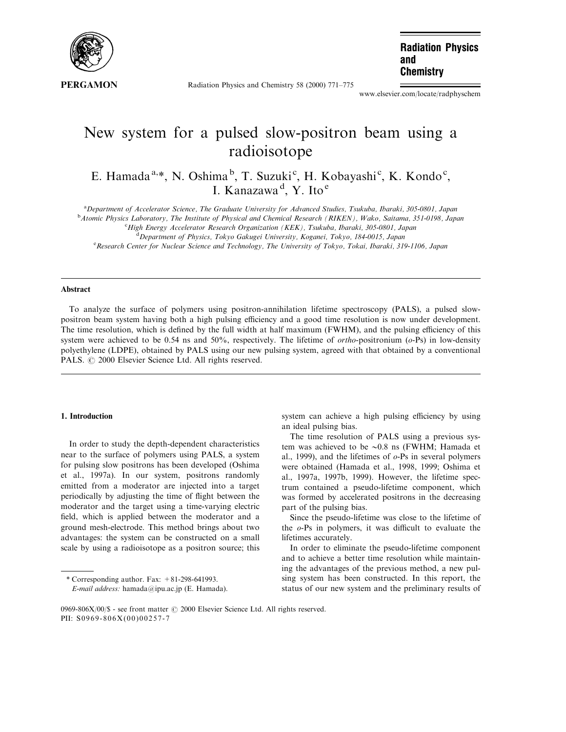# New system for a pulsed slow-positron beam using a radioisotope

E. Hamada[a,*], N. Oshima[b], T. Suzuki[c], H. Kobayashi[c], K. Kondo[c], I. Kanazawa[d], Y. Ito[e]

[a]*Department of Accelerator Science, The Graduate University for Advanced Studies, Tsukuba, Ibaraki, 305-0801, Japan*
[b]*Atomic Physics Laboratory, The Institute of Physical and Chemical Research (RIKEN), Wako, Saitama, 351-0198, Japan*
[c]*High Energy Accelerator Research Organization (KEK), Tsukuba, Ibaraki, 305-0801, Japan*
[d]*Department of Physics, Tokyo Gakugei University, Koganei, Tokyo, 184-0015, Japan*
[e]*Research Center for Nuclear Science and Technology, The University of Tokyo, Tokai, Ibaraki, 319-1106, Japan*

## Abstract

To analyze the surface of polymers using positron-annihilation lifetime spectroscopy (PALS), a pulsed slow-positron beam system having both a high pulsing efficiency and a good time resolution is now under development. The time resolution, which is defined by the full width at half maximum (FWHM), and the pulsing efficiency of this system were achieved to be 0.54 ns and 50%, respectively. The lifetime of *ortho*-positronium (*o*-Ps) in low-density polyethylene (LDPE), obtained by PALS using our new pulsing system, agreed with that obtained by a conventional PALS. © 2000 Elsevier Science Ltd. All rights reserved.

## 1. Introduction

In order to study the depth-dependent characteristics near to the surface of polymers using PALS, a system for pulsing slow positrons has been developed (Oshima et al., 1997a). In our system, positrons randomly emitted from a moderator are injected into a target periodically by adjusting the time of flight between the moderator and the target using a time-varying electric field, which is applied between the moderator and a ground mesh-electrode. This method brings about two advantages: the system can be constructed on a small scale by using a radioisotope as a positron source; this system can achieve a high pulsing efficiency by using an ideal pulsing bias.

The time resolution of PALS using a previous system was achieved to be ~0.8 ns (FWHM; Hamada et al., 1999), and the lifetimes of *o*-Ps in several polymers were obtained (Hamada et al., 1998, 1999; Oshima et al., 1997a, 1997b, 1999). However, the lifetime spectrum contained a pseudo-lifetime component, which was formed by accelerated positrons in the decreasing part of the pulsing bias.

Since the pseudo-lifetime was close to the lifetime of the *o*-Ps in polymers, it was difficult to evaluate the lifetimes accurately.

In order to eliminate the pseudo-lifetime component and to achieve a better time resolution while maintaining the advantages of the previous method, a new pulsing system has been constructed. In this report, the status of our new system and the preliminary results of

\* Corresponding author. Fax: +81-298-641993.
*E-mail address:* hamada@ipu.ac.jp (E. Hamada).

0969-806X/00/$ - see front matter © 2000 Elsevier Science Ltd. All rights reserved.
PII: S0969-806X(00)00257-7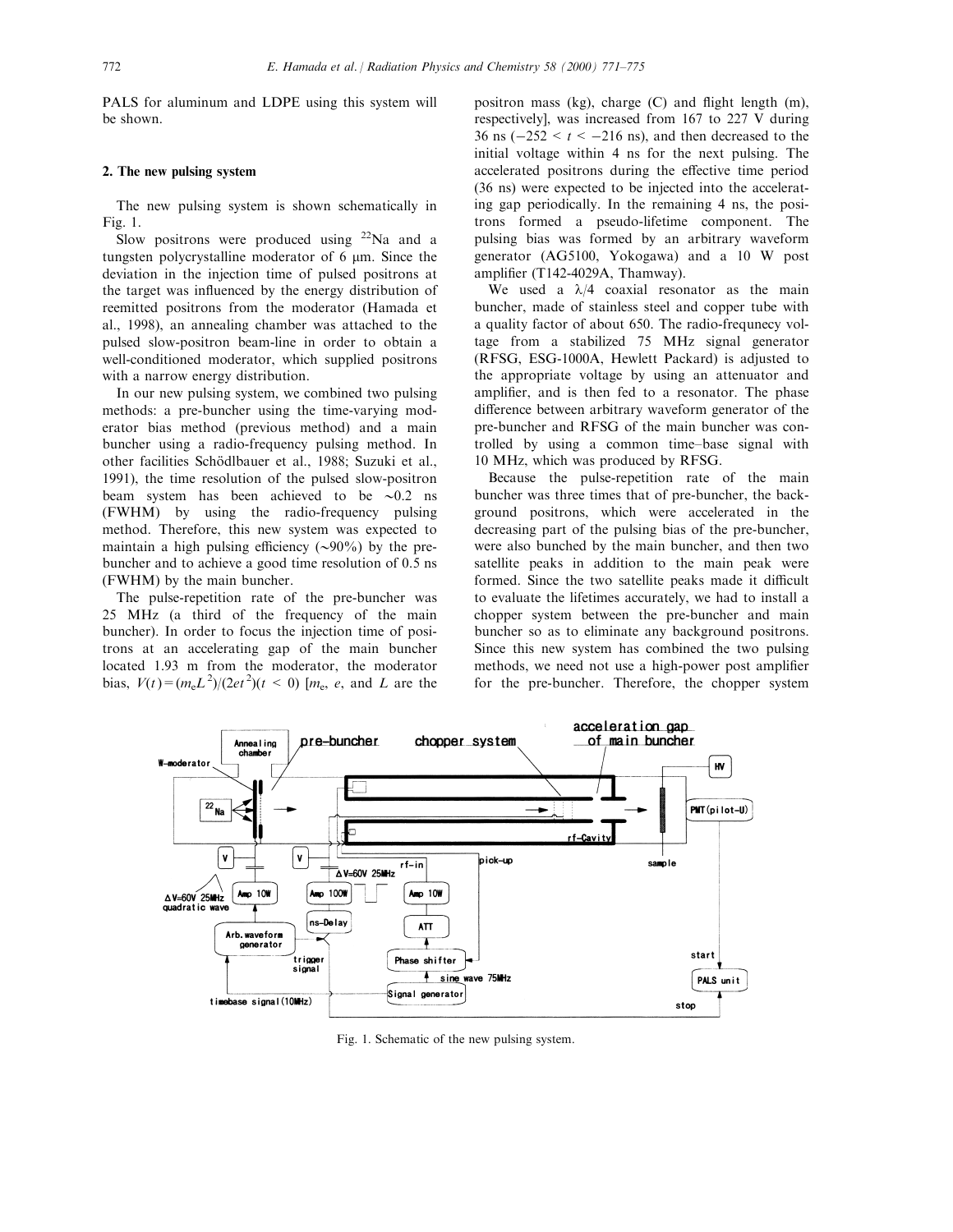PALS for aluminum and LDPE using this system will be shown.

## 2. The new pulsing system

The new pulsing system is shown schematically in Fig. 1.

Slow positrons were produced using $^{22}Na$ and a tungsten polycrystalline moderator of 6 μm. Since the deviation in the injection time of pulsed positrons at the target was influenced by the energy distribution of reemitted positrons from the moderator (Hamada et al., 1998), an annealing chamber was attached to the pulsed slow-positron beam-line in order to obtain a well-conditioned moderator, which supplied positrons with a narrow energy distribution.

In our new pulsing system, we combined two pulsing methods: a pre-buncher using the time-varying moderator bias method (previous method) and a main buncher using a radio-frequency pulsing method. In other facilities Schödlbauer et al., 1988; Suzuki et al., 1991), the time resolution of the pulsed slow-positron beam system has been achieved to be ~0.2 ns (FWHM) by using the radio-frequency pulsing method. Therefore, this new system was expected to maintain a high pulsing efficiency (~90%) by the pre-buncher and to achieve a good time resolution of 0.5 ns (FWHM) by the main buncher.

The pulse-repetition rate of the pre-buncher was 25 MHz (a third of the frequency of the main buncher). In order to focus the injection time of positrons at an accelerating gap of the main buncher located 1.93 m from the moderator, the moderator bias, $V(t) = (m_e L^2)/(2et^2)(t < 0)$ [$m_e$, $e$, and $L$ are the positron mass (kg), charge (C) and flight length (m), respectively], was increased from 167 to 227 V during 36 ns ($-252 < t < -216$ ns), and then decreased to the initial voltage within 4 ns for the next pulsing. The accelerated positrons during the effective time period (36 ns) were expected to be injected into the accelerating gap periodically. In the remaining 4 ns, the positrons formed a pseudo-lifetime component. The pulsing bias was formed by an arbitrary waveform generator (AG5100, Yokogawa) and a 10 W post amplifier (T142-4029A, Thamway).

We used a λ/4 coaxial resonator as the main buncher, made of stainless steel and copper tube with a quality factor of about 650. The radio-frequency voltage from a stabilized 75 MHz signal generator (RFSG, ESG-1000A, Hewlett Packard) is adjusted to the appropriate voltage by using an attenuator and amplifier, and is then fed to a resonator. The phase difference between arbitrary waveform generator of the pre-buncher and RFSG of the main buncher was controlled by using a common time–base signal with 10 MHz, which was produced by RFSG.

Because the pulse-repetition rate of the main buncher was three times that of pre-buncher, the background positrons, which were accelerated in the decreasing part of the pulsing bias of the pre-buncher, were also bunched by the main buncher, and then two satellite peaks in addition to the main peak were formed. Since the two satellite peaks made it difficult to evaluate the lifetimes accurately, we had to install a chopper system between the pre-buncher and main buncher so as to eliminate any background positrons. Since this new system has combined the two pulsing methods, we need not use a high-power post amplifier for the pre-buncher. Therefore, the chopper system

Fig. 1. Schematic of the new pulsing system.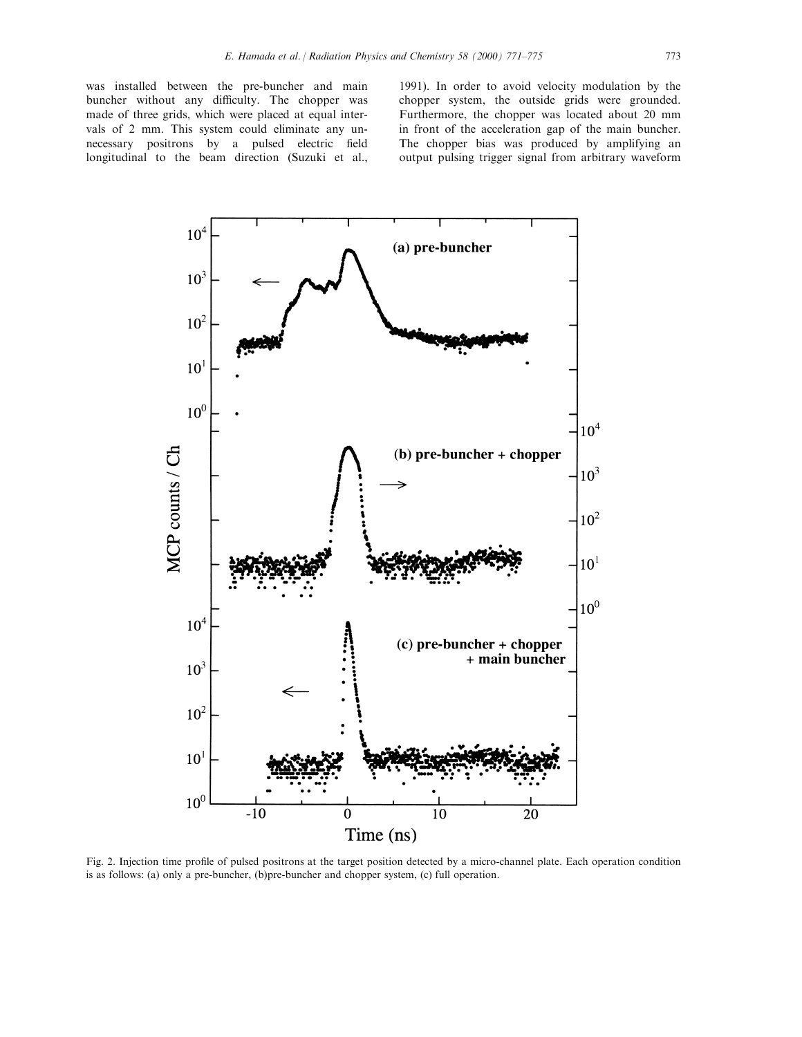was installed between the pre-buncher and main buncher without any difficulty. The chopper was made of three grids, which were placed at equal intervals of 2 mm. This system could eliminate any unnecessary positrons by a pulsed electric field longitudinal to the beam direction (Suzuki et al., 1991). In order to avoid velocity modulation by the chopper system, the outside grids were grounded. Furthermore, the chopper was located about 20 mm in front of the acceleration gap of the main buncher. The chopper bias was produced by amplifying an output pulsing trigger signal from arbitrary waveform

Fig. 2. Injection time profile of pulsed positrons at the target position detected by a micro-channel plate. Each operation condition is as follows: (a) only a pre-buncher, (b)pre-buncher and chopper system, (c) full operation.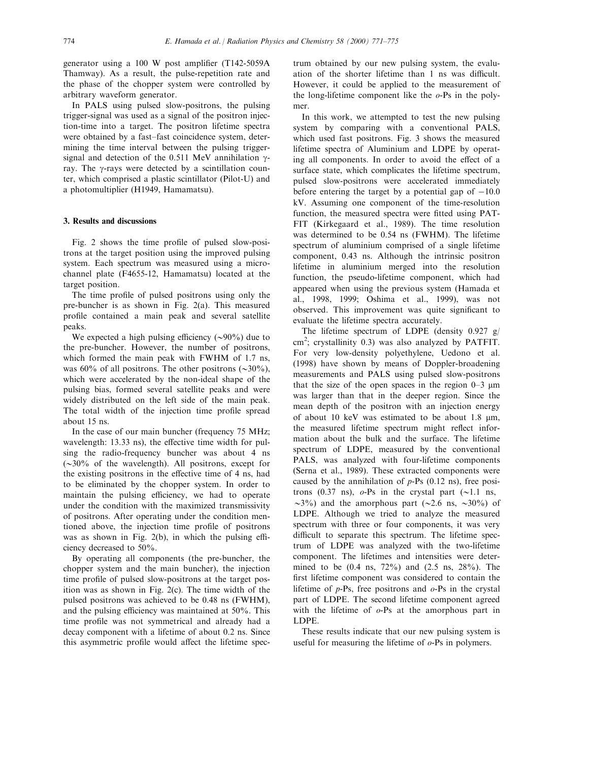generator using a 100 W post amplifier (T142-5059A Thamway). As a result, the pulse-repetition rate and the phase of the chopper system were controlled by arbitrary waveform generator.

In PALS using pulsed slow-positrons, the pulsing trigger-signal was used as a signal of the positron injection-time into a target. The positron lifetime spectra were obtained by a fast–fast coincidence system, determining the time interval between the pulsing trigger-signal and detection of the 0.511 MeV annihilation γ-ray. The γ-rays were detected by a scintillation counter, which comprised a plastic scintillator (Pilot-U) and a photomultiplier (H1949, Hamamatsu).

## 3. Results and discussions

Fig. 2 shows the time profile of pulsed slow-positrons at the target position using the improved pulsing system. Each spectrum was measured using a microchannel plate (F4655-12, Hamamatsu) located at the target position.

The time profile of pulsed positrons using only the pre-buncher is as shown in Fig. 2(a). This measured profile contained a main peak and several satellite peaks.

We expected a high pulsing efficiency (~90%) due to the pre-buncher. However, the number of positrons, which formed the main peak with FWHM of 1.7 ns, was 60% of all positrons. The other positrons (~30%), which were accelerated by the non-ideal shape of the pulsing bias, formed several satellite peaks and were widely distributed on the left side of the main peak. The total width of the injection time profile spread about 15 ns.

In the case of our main buncher (frequency 75 MHz; wavelength: 13.33 ns), the effective time width for pulsing the radio-frequency buncher was about 4 ns (~30% of the wavelength). All positrons, except for the existing positrons in the effective time of 4 ns, had to be eliminated by the chopper system. In order to maintain the pulsing efficiency, we had to operate under the condition with the maximized transmissivity of positrons. After operating under the condition mentioned above, the injection time profile of positrons was as shown in Fig. 2(b), in which the pulsing efficiency decreased to 50%.

By operating all components (the pre-buncher, the chopper system and the main buncher), the injection time profile of pulsed slow-positrons at the target position was as shown in Fig. 2(c). The time width of the pulsed positrons was achieved to be 0.48 ns (FWHM), and the pulsing efficiency was maintained at 50%. This time profile was not symmetrical and already had a decay component with a lifetime of about 0.2 ns. Since this asymmetric profile would affect the lifetime spectrum obtained by our new pulsing system, the evaluation of the shorter lifetime than 1 ns was difficult. However, it could be applied to the measurement of the long-lifetime component like the *o*-Ps in the polymer.

In this work, we attempted to test the new pulsing system by comparing with a conventional PALS, which used fast positrons. Fig. 3 shows the measured lifetime spectra of Aluminium and LDPE by operating all components. In order to avoid the effect of a surface state, which complicates the lifetime spectrum, pulsed slow-positrons were accelerated immediately before entering the target by a potential gap of −10.0 kV. Assuming one component of the time-resolution function, the measured spectra were fitted using PATFIT (Kirkegaard et al., 1989). The time resolution was determined to be 0.54 ns (FWHM). The lifetime spectrum of aluminium comprised of a single lifetime component, 0.43 ns. Although the intrinsic positron lifetime in aluminium merged into the resolution function, the pseudo-lifetime component, which had appeared when using the previous system (Hamada et al., 1998, 1999; Oshima et al., 1999), was not observed. This improvement was quite significant to evaluate the lifetime spectra accurately.

The lifetime spectrum of LDPE (density 0.927 g/cm$^2$; crystallinity 0.3) was also analyzed by PATFIT. For very low-density polyethylene, Uedono et al. (1998) have shown by means of Doppler-broadening measurements and PALS using pulsed slow-positrons that the size of the open spaces in the region 0–3 μm was larger than that in the deeper region. Since the mean depth of the positron with an injection energy of about 10 keV was estimated to be about 1.8 μm, the measured lifetime spectrum might reflect information about the bulk and the surface. The lifetime spectrum of LDPE, measured by the conventional PALS, was analyzed with four-lifetime components (Serna et al., 1989). These extracted components were caused by the annihilation of *p*-Ps (0.12 ns), free positrons (0.37 ns), *o*-Ps in the crystal part (~1.1 ns, ~3%) and the amorphous part (~2.6 ns, ~30%) of LDPE. Although we tried to analyze the measured spectrum with three or four components, it was very difficult to separate this spectrum. The lifetime spectrum of LDPE was analyzed with the two-lifetime component. The lifetimes and intensities were determined to be (0.4 ns, 72%) and (2.5 ns, 28%). The first lifetime component was considered to contain the lifetime of *p*-Ps, free positrons and *o*-Ps in the crystal part of LDPE. The second lifetime component agreed with the lifetime of *o*-Ps at the amorphous part in LDPE.

These results indicate that our new pulsing system is useful for measuring the lifetime of *o*-Ps in polymers.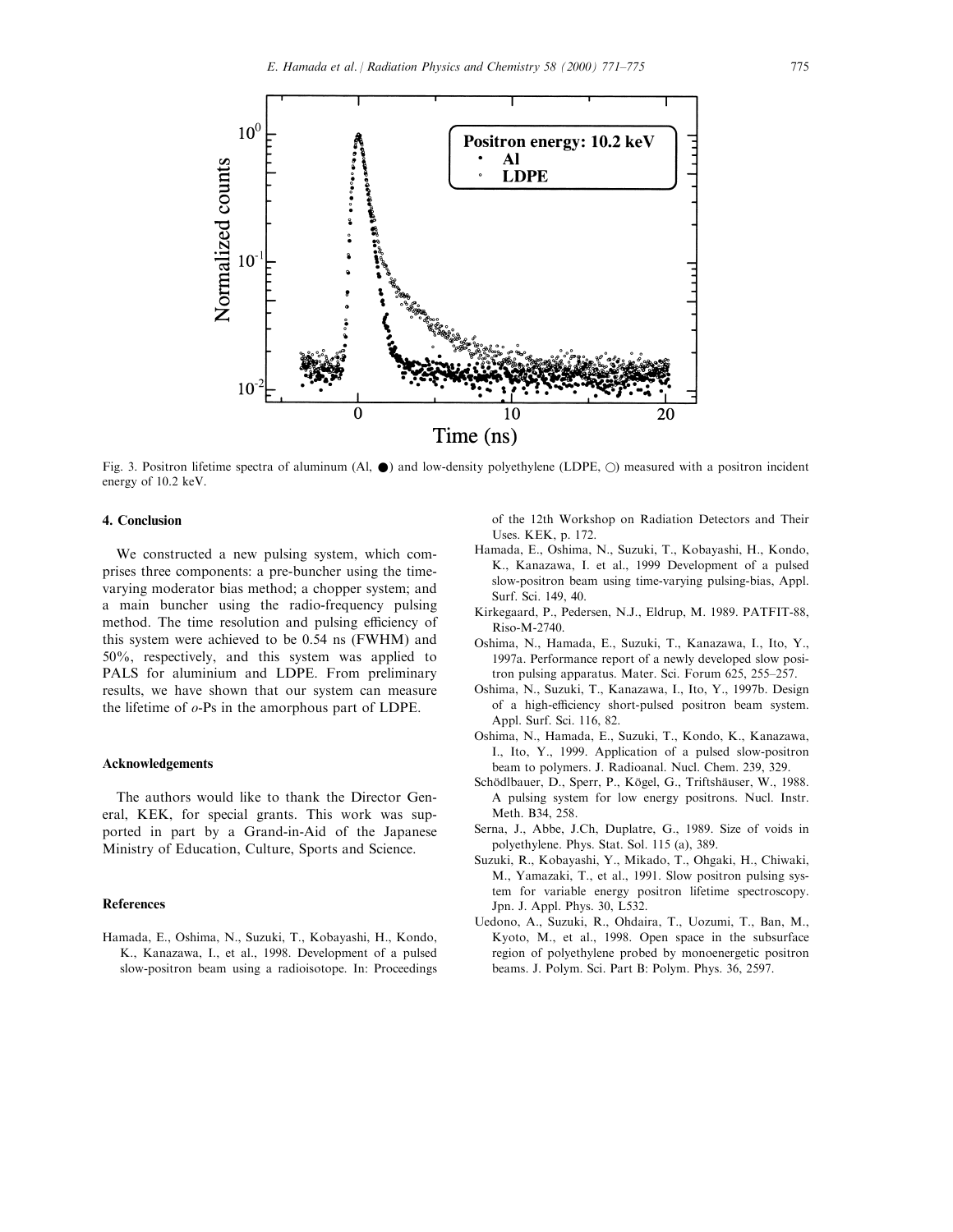Positron energy: 10.2 keV

Al

LDPE

Normalized counts

$10^0$

$10^{-1}$

$10^{-2}$

0

10

20

Time (ns)

Fig. 3. Positron lifetime spectra of aluminum (Al, ●) and low-density polyethylene (LDPE, ○) measured with a positron incident energy of 10.2 keV.

## 4. Conclusion

We constructed a new pulsing system, which comprises three components: a pre-buncher using the time-varying moderator bias method; a chopper system; and a main buncher using the radio-frequency pulsing method. The time resolution and pulsing efficiency of this system were achieved to be 0.54 ns (FWHM) and 50%, respectively, and this system was applied to PALS for aluminium and LDPE. From preliminary results, we have shown that our system can measure the lifetime of *o*-Ps in the amorphous part of LDPE.

## Acknowledgements

The authors would like to thank the Director General, KEK, for special grants. This work was supported in part by a Grand-in-Aid of the Japanese Ministry of Education, Culture, Sports and Science.

## References

Hamada, E., Oshima, N., Suzuki, T., Kobayashi, H., Kondo, K., Kanazawa, I., et al., 1998. Development of a pulsed slow-positron beam using a radioisotope. In: Proceedings of the 12th Workshop on Radiation Detectors and Their Uses. KEK, p. 172.

Hamada, E., Oshima, N., Suzuki, T., Kobayashi, H., Kondo, K., Kanazawa, I. et al., 1999 Development of a pulsed slow-positron beam using time-varying pulsing-bias, Appl. Surf. Sci. 149, 40.

Kirkegaard, P., Pedersen, N.J., Eldrup, M. 1989. PATFIT-88, Riso-M-2740.

Oshima, N., Hamada, E., Suzuki, T., Kanazawa, I., Ito, Y., 1997a. Performance report of a newly developed slow positron pulsing apparatus. Mater. Sci. Forum 625, 255–257.

Oshima, N., Suzuki, T., Kanazawa, I., Ito, Y., 1997b. Design of a high-efficiency short-pulsed positron beam system. Appl. Surf. Sci. 116, 82.

Oshima, N., Hamada, E., Suzuki, T., Kondo, K., Kanazawa, I., Ito, Y., 1999. Application of a pulsed slow-positron beam to polymers. J. Radioanal. Nucl. Chem. 239, 329.

Schödlbauer, D., Sperr, P., Kögel, G., Triftshäuser, W., 1988. A pulsing system for low energy positrons. Nucl. Instr. Meth. B34, 258.

Serna, J., Abbe, J.Ch, Duplatre, G., 1989. Size of voids in polyethylene. Phys. Stat. Sol. 115 (a), 389.

Suzuki, R., Kobayashi, Y., Mikado, T., Ohgaki, H., Chiwaki, M., Yamazaki, T., et al., 1991. Slow positron pulsing system for variable energy positron lifetime spectroscopy. Jpn. J. Appl. Phys. 30, L532.

Uedono, A., Suzuki, R., Ohdaira, T., Uozumi, T., Ban, M., Kyoto, M., et al., 1998. Open space in the subsurface region of polyethylene probed by monoenergetic positron beams. J. Polym. Sci. Part B: Polym. Phys. 36, 2597.